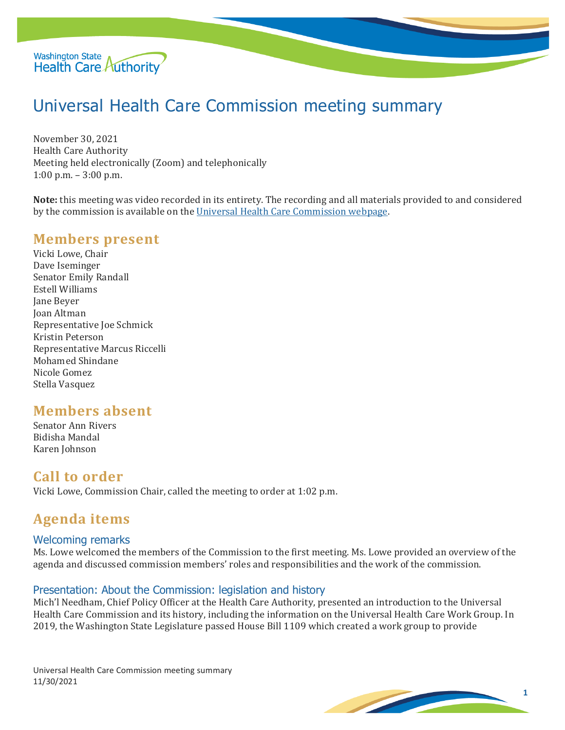# Universal Health Care Commission meeting summary

November 30, 2021
Health Care Authority
Meeting held electronically (Zoom) and telephonically
1:00 p.m. – 3:00 p.m.

**Note:** this meeting was video recorded in its entirety. The recording and all materials provided to and considered by the commission is available on the Universal Health Care Commission webpage.

## Members present

Vicki Lowe, Chair
Dave Iseminger
Senator Emily Randall
Estell Williams
Jane Beyer
Joan Altman
Representative Joe Schmick
Kristin Peterson
Representative Marcus Riccelli
Mohamed Shindane
Nicole Gomez
Stella Vasquez

## Members absent

Senator Ann Rivers
Bidisha Mandal
Karen Johnson

## Call to order

Vicki Lowe, Commission Chair, called the meeting to order at 1:02 p.m.

## Agenda items

### Welcoming remarks

Ms. Lowe welcomed the members of the Commission to the first meeting. Ms. Lowe provided an overview of the agenda and discussed commission members' roles and responsibilities and the work of the commission.

### Presentation: About the Commission: legislation and history

Mich'l Needham, Chief Policy Officer at the Health Care Authority, presented an introduction to the Universal Health Care Commission and its history, including the information on the Universal Health Care Work Group. In 2019, the Washington State Legislature passed House Bill 1109 which created a work group to provide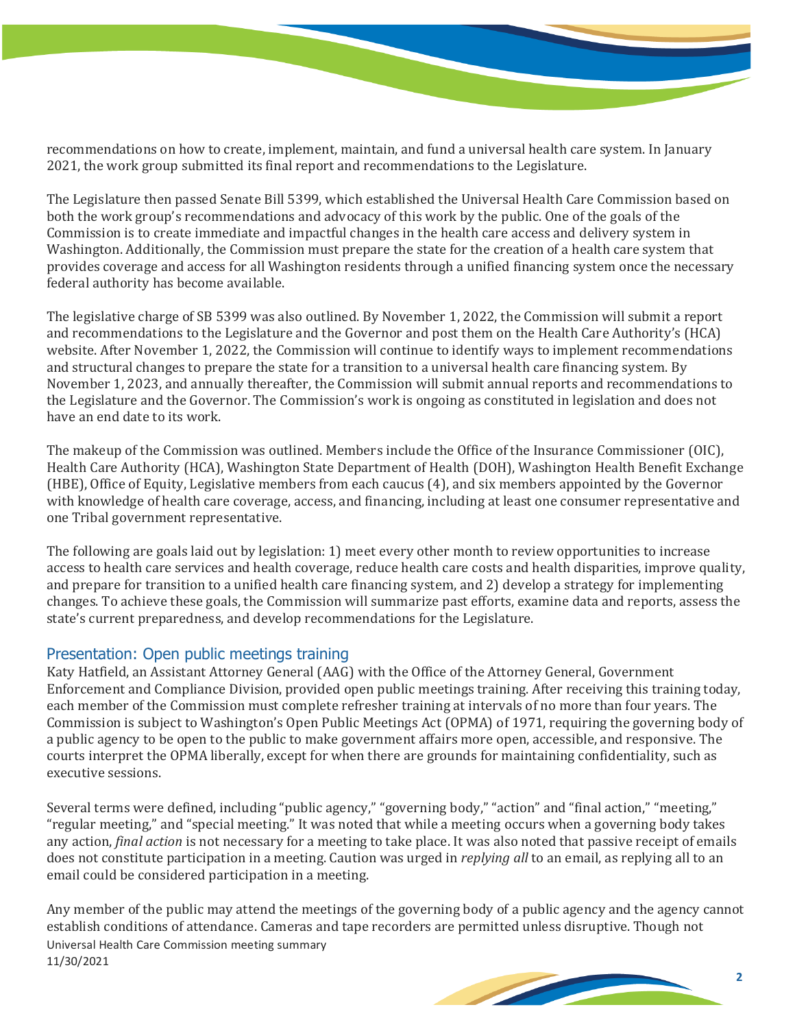recommendations on how to create, implement, maintain, and fund a universal health care system. In January 2021, the work group submitted its final report and recommendations to the Legislature.

The Legislature then passed Senate Bill 5399, which established the Universal Health Care Commission based on both the work group's recommendations and advocacy of this work by the public. One of the goals of the Commission is to create immediate and impactful changes in the health care access and delivery system in Washington. Additionally, the Commission must prepare the state for the creation of a health care system that provides coverage and access for all Washington residents through a unified financing system once the necessary federal authority has become available.

The legislative charge of SB 5399 was also outlined. By November 1, 2022, the Commission will submit a report and recommendations to the Legislature and the Governor and post them on the Health Care Authority's (HCA) website. After November 1, 2022, the Commission will continue to identify ways to implement recommendations and structural changes to prepare the state for a transition to a universal health care financing system. By November 1, 2023, and annually thereafter, the Commission will submit annual reports and recommendations to the Legislature and the Governor. The Commission's work is ongoing as constituted in legislation and does not have an end date to its work.

The makeup of the Commission was outlined. Members include the Office of the Insurance Commissioner (OIC), Health Care Authority (HCA), Washington State Department of Health (DOH), Washington Health Benefit Exchange (HBE), Office of Equity, Legislative members from each caucus (4), and six members appointed by the Governor with knowledge of health care coverage, access, and financing, including at least one consumer representative and one Tribal government representative.

The following are goals laid out by legislation: 1) meet every other month to review opportunities to increase access to health care services and health coverage, reduce health care costs and health disparities, improve quality, and prepare for transition to a unified health care financing system, and 2) develop a strategy for implementing changes. To achieve these goals, the Commission will summarize past efforts, examine data and reports, assess the state's current preparedness, and develop recommendations for the Legislature.

## Presentation: Open public meetings training

Katy Hatfield, an Assistant Attorney General (AAG) with the Office of the Attorney General, Government Enforcement and Compliance Division, provided open public meetings training. After receiving this training today, each member of the Commission must complete refresher training at intervals of no more than four years. The Commission is subject to Washington's Open Public Meetings Act (OPMA) of 1971, requiring the governing body of a public agency to be open to the public to make government affairs more open, accessible, and responsive. The courts interpret the OPMA liberally, except for when there are grounds for maintaining confidentiality, such as executive sessions.

Several terms were defined, including "public agency," "governing body," "action" and "final action," "meeting," "regular meeting," and "special meeting." It was noted that while a meeting occurs when a governing body takes any action, *final action* is not necessary for a meeting to take place. It was also noted that passive receipt of emails does not constitute participation in a meeting. Caution was urged in *replying all* to an email, as replying all to an email could be considered participation in a meeting.

Any member of the public may attend the meetings of the governing body of a public agency and the agency cannot establish conditions of attendance. Cameras and tape recorders are permitted unless disruptive. Though not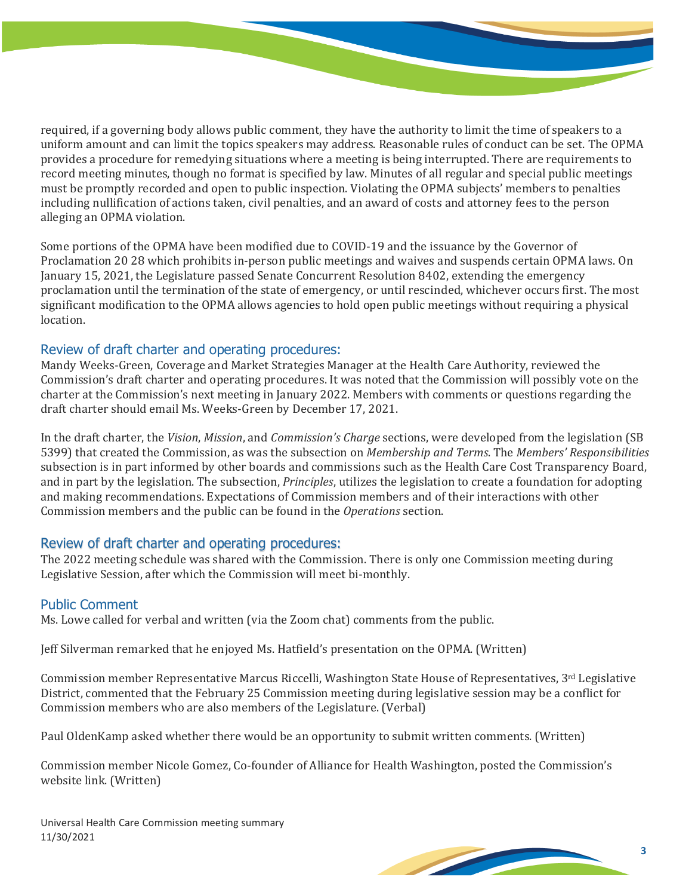required, if a governing body allows public comment, they have the authority to limit the time of speakers to a uniform amount and can limit the topics speakers may address. Reasonable rules of conduct can be set. The OPMA provides a procedure for remedying situations where a meeting is being interrupted. There are requirements to record meeting minutes, though no format is specified by law. Minutes of all regular and special public meetings must be promptly recorded and open to public inspection. Violating the OPMA subjects' members to penalties including nullification of actions taken, civil penalties, and an award of costs and attorney fees to the person alleging an OPMA violation.

Some portions of the OPMA have been modified due to COVID-19 and the issuance by the Governor of Proclamation 20 28 which prohibits in-person public meetings and waives and suspends certain OPMA laws. On January 15, 2021, the Legislature passed Senate Concurrent Resolution 8402, extending the emergency proclamation until the termination of the state of emergency, or until rescinded, whichever occurs first. The most significant modification to the OPMA allows agencies to hold open public meetings without requiring a physical location.

## Review of draft charter and operating procedures:

Mandy Weeks-Green, Coverage and Market Strategies Manager at the Health Care Authority, reviewed the Commission's draft charter and operating procedures. It was noted that the Commission will possibly vote on the charter at the Commission's next meeting in January 2022. Members with comments or questions regarding the draft charter should email Ms. Weeks-Green by December 17, 2021.

In the draft charter, the *Vision*, *Mission*, and *Commission's Charge* sections, were developed from the legislation (SB 5399) that created the Commission, as was the subsection on *Membership and Terms*. The *Members' Responsibilities* subsection is in part informed by other boards and commissions such as the Health Care Cost Transparency Board, and in part by the legislation. The subsection, *Principles*, utilizes the legislation to create a foundation for adopting and making recommendations. Expectations of Commission members and of their interactions with other Commission members and the public can be found in the *Operations* section.

## Review of draft charter and operating procedures:

The 2022 meeting schedule was shared with the Commission. There is only one Commission meeting during Legislative Session, after which the Commission will meet bi-monthly.

## Public Comment

Ms. Lowe called for verbal and written (via the Zoom chat) comments from the public.

Jeff Silverman remarked that he enjoyed Ms. Hatfield's presentation on the OPMA. (Written)

Commission member Representative Marcus Riccelli, Washington State House of Representatives, 3rd Legislative District, commented that the February 25 Commission meeting during legislative session may be a conflict for Commission members who are also members of the Legislature. (Verbal)

Paul OldenKamp asked whether there would be an opportunity to submit written comments. (Written)

Commission member Nicole Gomez, Co-founder of Alliance for Health Washington, posted the Commission's website link. (Written)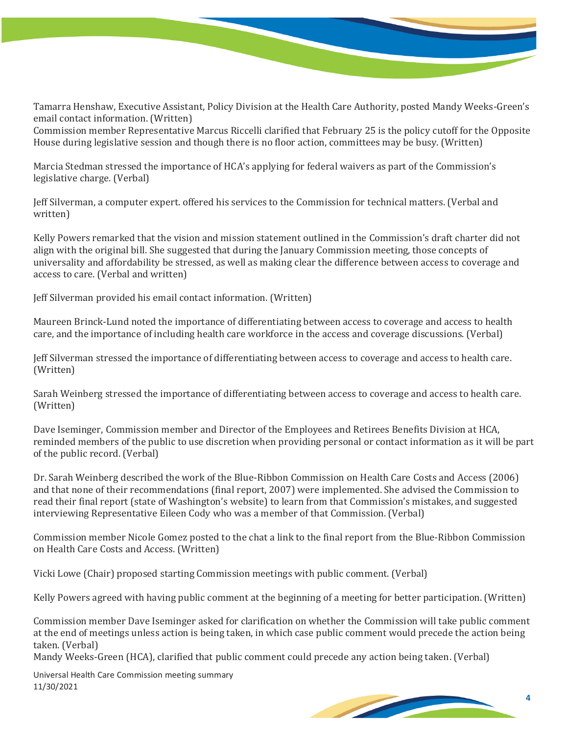Tamarra Henshaw, Executive Assistant, Policy Division at the Health Care Authority, posted Mandy Weeks-Green's email contact information. (Written)
Commission member Representative Marcus Riccelli clarified that February 25 is the policy cutoff for the Opposite House during legislative session and though there is no floor action, committees may be busy. (Written)

Marcia Stedman stressed the importance of HCA's applying for federal waivers as part of the Commission's legislative charge. (Verbal)

Jeff Silverman, a computer expert. offered his services to the Commission for technical matters. (Verbal and written)

Kelly Powers remarked that the vision and mission statement outlined in the Commission's draft charter did not align with the original bill. She suggested that during the January Commission meeting, those concepts of universality and affordability be stressed, as well as making clear the difference between access to coverage and access to care. (Verbal and written)

Jeff Silverman provided his email contact information. (Written)

Maureen Brinck-Lund noted the importance of differentiating between access to coverage and access to health care, and the importance of including health care workforce in the access and coverage discussions. (Verbal)

Jeff Silverman stressed the importance of differentiating between access to coverage and access to health care. (Written)

Sarah Weinberg stressed the importance of differentiating between access to coverage and access to health care. (Written)

Dave Iseminger, Commission member and Director of the Employees and Retirees Benefits Division at HCA, reminded members of the public to use discretion when providing personal or contact information as it will be part of the public record. (Verbal)

Dr. Sarah Weinberg described the work of the Blue-Ribbon Commission on Health Care Costs and Access (2006) and that none of their recommendations (final report, 2007) were implemented. She advised the Commission to read their final report (state of Washington's website) to learn from that Commission's mistakes, and suggested interviewing Representative Eileen Cody who was a member of that Commission. (Verbal)

Commission member Nicole Gomez posted to the chat a link to the final report from the Blue-Ribbon Commission on Health Care Costs and Access. (Written)

Vicki Lowe (Chair) proposed starting Commission meetings with public comment. (Verbal)

Kelly Powers agreed with having public comment at the beginning of a meeting for better participation. (Written)

Commission member Dave Iseminger asked for clarification on whether the Commission will take public comment at the end of meetings unless action is being taken, in which case public comment would precede the action being taken. (Verbal)
Mandy Weeks-Green (HCA), clarified that public comment could precede any action being taken. (Verbal)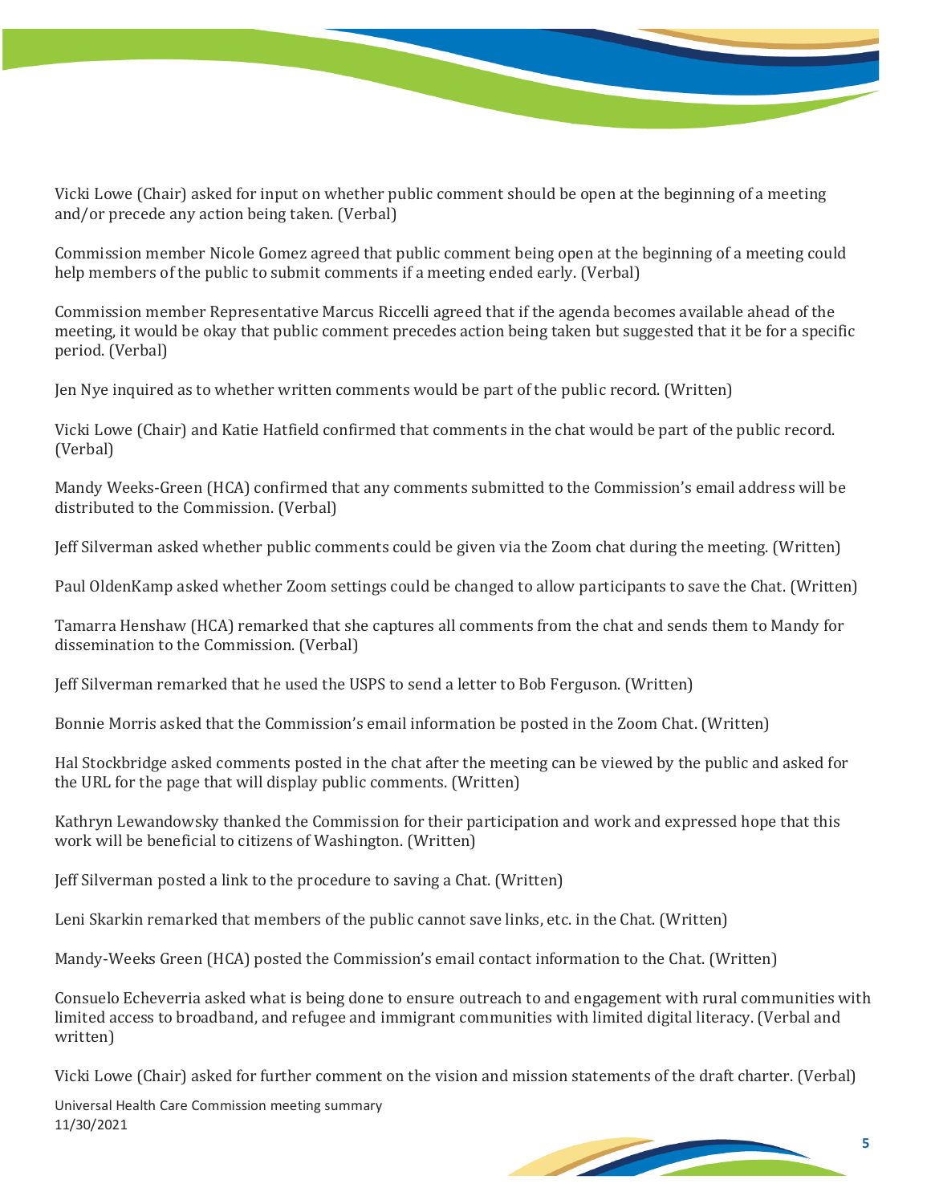Vicki Lowe (Chair) asked for input on whether public comment should be open at the beginning of a meeting and/or precede any action being taken. (Verbal)

Commission member Nicole Gomez agreed that public comment being open at the beginning of a meeting could help members of the public to submit comments if a meeting ended early. (Verbal)

Commission member Representative Marcus Riccelli agreed that if the agenda becomes available ahead of the meeting, it would be okay that public comment precedes action being taken but suggested that it be for a specific period. (Verbal)

Jen Nye inquired as to whether written comments would be part of the public record. (Written)

Vicki Lowe (Chair) and Katie Hatfield confirmed that comments in the chat would be part of the public record. (Verbal)

Mandy Weeks-Green (HCA) confirmed that any comments submitted to the Commission's email address will be distributed to the Commission. (Verbal)

Jeff Silverman asked whether public comments could be given via the Zoom chat during the meeting. (Written)

Paul OldenKamp asked whether Zoom settings could be changed to allow participants to save the Chat. (Written)

Tamarra Henshaw (HCA) remarked that she captures all comments from the chat and sends them to Mandy for dissemination to the Commission. (Verbal)

Jeff Silverman remarked that he used the USPS to send a letter to Bob Ferguson. (Written)

Bonnie Morris asked that the Commission's email information be posted in the Zoom Chat. (Written)

Hal Stockbridge asked comments posted in the chat after the meeting can be viewed by the public and asked for the URL for the page that will display public comments. (Written)

Kathryn Lewandowsky thanked the Commission for their participation and work and expressed hope that this work will be beneficial to citizens of Washington. (Written)

Jeff Silverman posted a link to the procedure to saving a Chat. (Written)

Leni Skarkin remarked that members of the public cannot save links, etc. in the Chat. (Written)

Mandy-Weeks Green (HCA) posted the Commission's email contact information to the Chat. (Written)

Consuelo Echeverria asked what is being done to ensure outreach to and engagement with rural communities with limited access to broadband, and refugee and immigrant communities with limited digital literacy. (Verbal and written)

Vicki Lowe (Chair) asked for further comment on the vision and mission statements of the draft charter. (Verbal)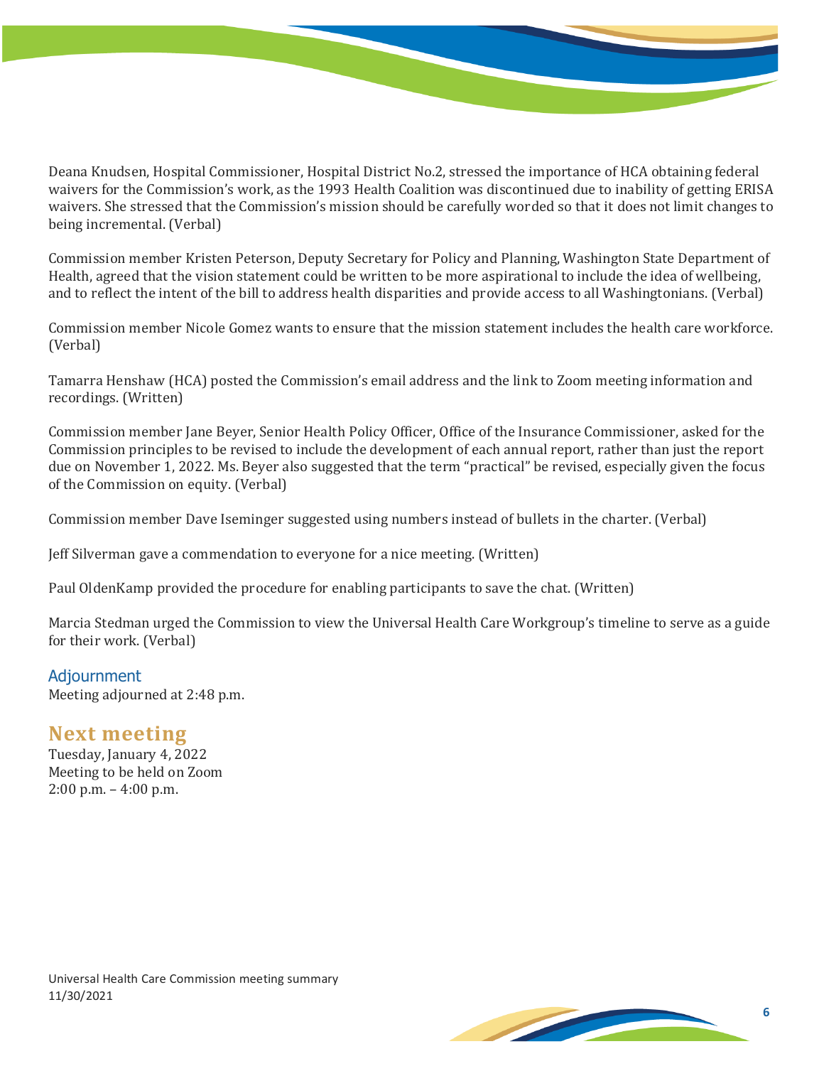Deana Knudsen, Hospital Commissioner, Hospital District No.2, stressed the importance of HCA obtaining federal waivers for the Commission's work, as the 1993 Health Coalition was discontinued due to inability of getting ERISA waivers. She stressed that the Commission's mission should be carefully worded so that it does not limit changes to being incremental. (Verbal)

Commission member Kristen Peterson, Deputy Secretary for Policy and Planning, Washington State Department of Health, agreed that the vision statement could be written to be more aspirational to include the idea of wellbeing, and to reflect the intent of the bill to address health disparities and provide access to all Washingtonians. (Verbal)

Commission member Nicole Gomez wants to ensure that the mission statement includes the health care workforce. (Verbal)

Tamarra Henshaw (HCA) posted the Commission's email address and the link to Zoom meeting information and recordings. (Written)

Commission member Jane Beyer, Senior Health Policy Officer, Office of the Insurance Commissioner, asked for the Commission principles to be revised to include the development of each annual report, rather than just the report due on November 1, 2022. Ms. Beyer also suggested that the term "practical" be revised, especially given the focus of the Commission on equity. (Verbal)

Commission member Dave Iseminger suggested using numbers instead of bullets in the charter. (Verbal)

Jeff Silverman gave a commendation to everyone for a nice meeting. (Written)

Paul OldenKamp provided the procedure for enabling participants to save the chat. (Written)

Marcia Stedman urged the Commission to view the Universal Health Care Workgroup's timeline to serve as a guide for their work. (Verbal)

### Adjournment

Meeting adjourned at 2:48 p.m.

## Next meeting

Tuesday, January 4, 2022
Meeting to be held on Zoom
2:00 p.m. – 4:00 p.m.